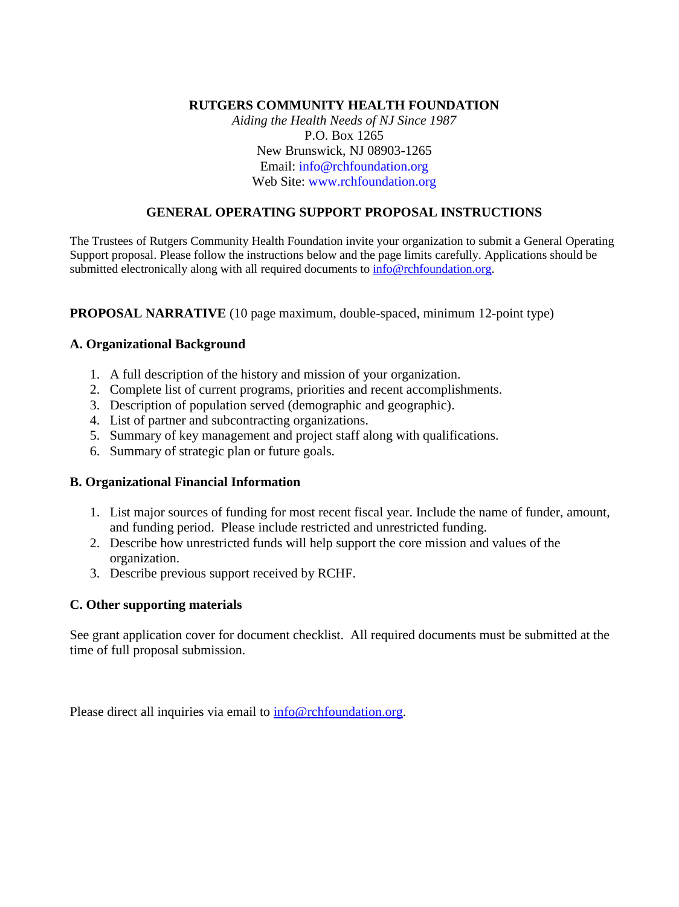**RUTGERS COMMUNITY HEALTH FOUNDATION**

*Aiding the Health Needs of NJ Since 1987*
P.O. Box 1265
New Brunswick, NJ 08903-1265
Email: info@rchfoundation.org
Web Site: www.rchfoundation.org

## GENERAL OPERATING SUPPORT PROPOSAL INSTRUCTIONS

The Trustees of Rutgers Community Health Foundation invite your organization to submit a General Operating Support proposal. Please follow the instructions below and the page limits carefully. Applications should be submitted electronically along with all required documents to info@rchfoundation.org.

**PROPOSAL NARRATIVE** (10 page maximum, double-spaced, minimum 12-point type)

### A. Organizational Background

1. A full description of the history and mission of your organization.
2. Complete list of current programs, priorities and recent accomplishments.
3. Description of population served (demographic and geographic).
4. List of partner and subcontracting organizations.
5. Summary of key management and project staff along with qualifications.
6. Summary of strategic plan or future goals.

### B. Organizational Financial Information

1. List major sources of funding for most recent fiscal year. Include the name of funder, amount, and funding period. Please include restricted and unrestricted funding.
2. Describe how unrestricted funds will help support the core mission and values of the organization.
3. Describe previous support received by RCHF.

### C. Other supporting materials

See grant application cover for document checklist. All required documents must be submitted at the time of full proposal submission.

Please direct all inquiries via email to info@rchfoundation.org.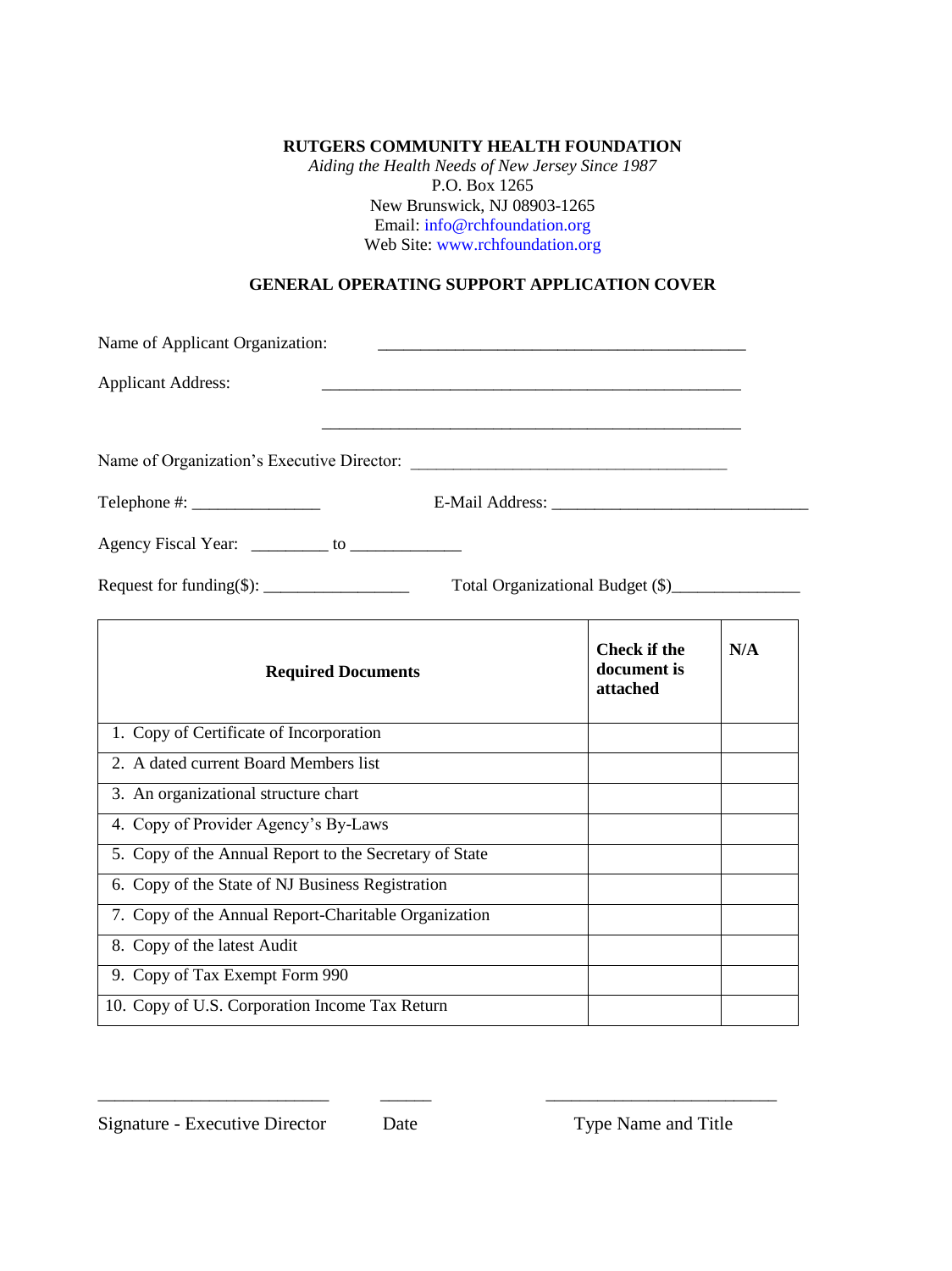**RUTGERS COMMUNITY HEALTH FOUNDATION**
*Aiding the Health Needs of New Jersey Since 1987*
P.O. Box 1265
New Brunswick, NJ 08903-1265
Email: info@rchfoundation.org
Web Site: www.rchfoundation.org

## GENERAL OPERATING SUPPORT APPLICATION COVER

Name of Applicant Organization: ____________________________________________

Applicant Address: __________________________________________________

__________________________________________________

Name of Organization's Executive Director: ______________________________________

Telephone #: _______________ E-Mail Address: ______________________________

Agency Fiscal Year: _________ to _____________

Request for funding($): _________________ Total Organizational Budget ($)_______________

| Required Documents | Check if the document is attached | N/A |
|---|---|---|
| 1. Copy of Certificate of Incorporation | | |
| 2. A dated current Board Members list | | |
| 3. An organizational structure chart | | |
| 4. Copy of Provider Agency's By-Laws | | |
| 5. Copy of the Annual Report to the Secretary of State | | |
| 6. Copy of the State of NJ Business Registration | | |
| 7. Copy of the Annual Report-Charitable Organization | | |
| 8. Copy of the latest Audit | | |
| 9. Copy of Tax Exempt Form 990 | | |
| 10. Copy of U.S. Corporation Income Tax Return | | |

__________________________ ______ __________________________

Signature - Executive Director Date Type Name and Title